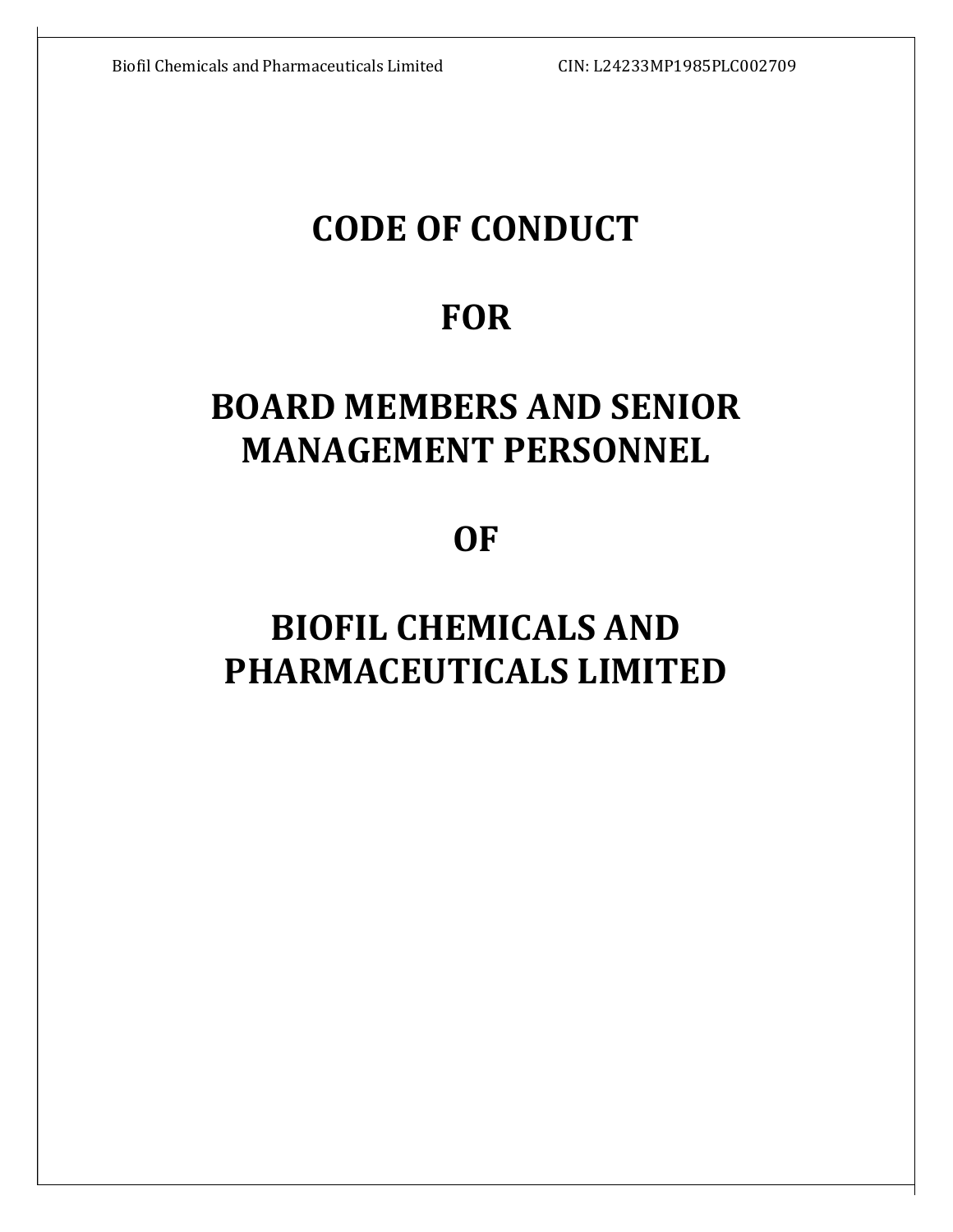# CODE OF CONDUCT

# FOR

# BOARD MEMBERS AND SENIOR MANAGEMENT PERSONNEL

# OF

# BIOFIL CHEMICALS AND PHARMACEUTICALS LIMITED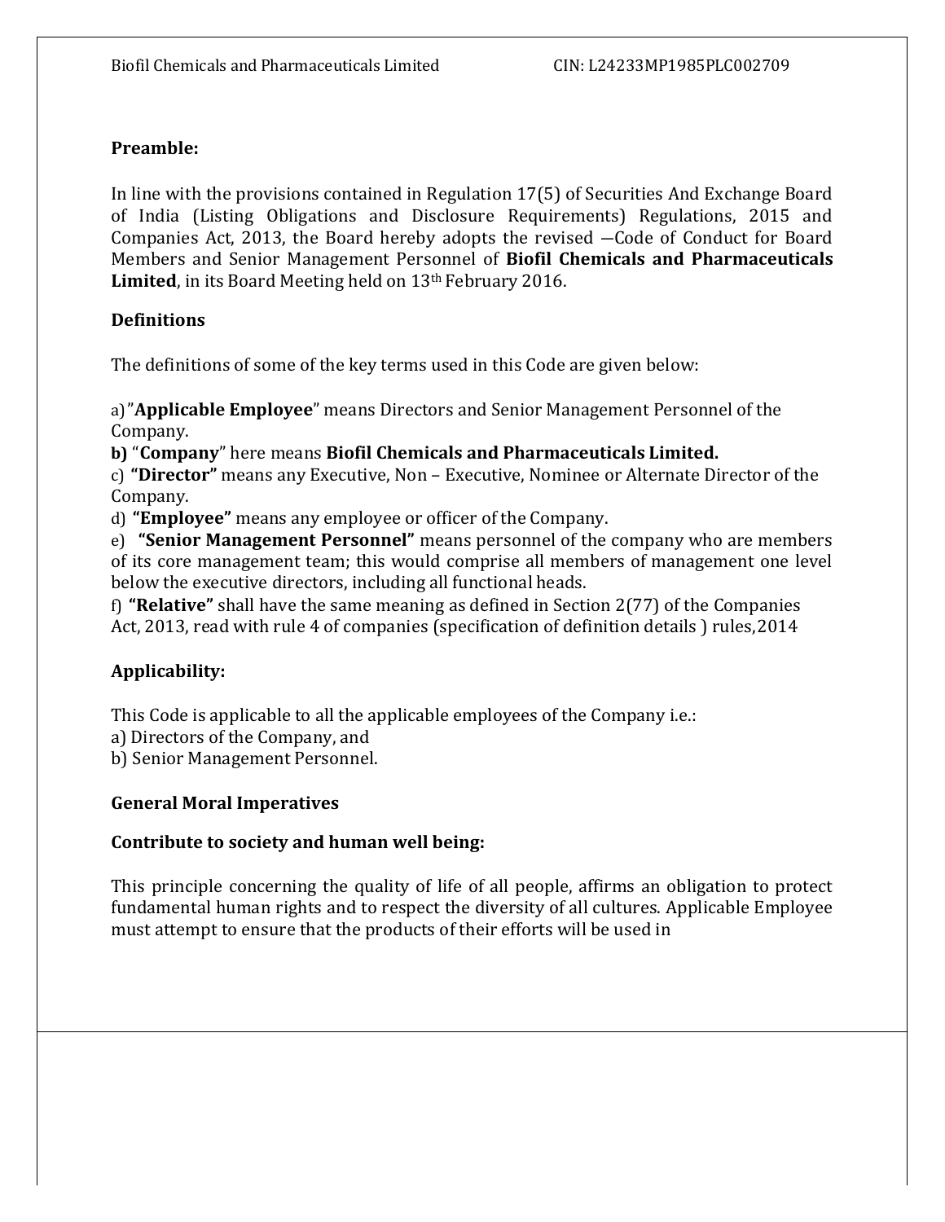## Preamble:

In line with the provisions contained in Regulation 17(5) of Securities And Exchange Board of India (Listing Obligations and Disclosure Requirements) Regulations, 2015 and Companies Act, 2013, the Board hereby adopts the revised ―Code of Conduct for Board Members and Senior Management Personnel of **Biofil Chemicals and Pharmaceuticals Limited**, in its Board Meeting held on 13th February 2016.

## Definitions

The definitions of some of the key terms used in this Code are given below:

a)"**Applicable Employee**" means Directors and Senior Management Personnel of the Company.
**b)** "**Company**" here means **Biofil Chemicals and Pharmaceuticals Limited.**
c) **"Director"** means any Executive, Non – Executive, Nominee or Alternate Director of the Company.
d) **"Employee"** means any employee or officer of the Company.
e) **"Senior Management Personnel"** means personnel of the company who are members of its core management team; this would comprise all members of management one level below the executive directors, including all functional heads.
f) **"Relative"** shall have the same meaning as defined in Section 2(77) of the Companies Act, 2013, read with rule 4 of companies (specification of definition details ) rules,2014

## Applicability:

This Code is applicable to all the applicable employees of the Company i.e.:
a) Directors of the Company, and
b) Senior Management Personnel.

## General Moral Imperatives

### Contribute to society and human well being:

This principle concerning the quality of life of all people, affirms an obligation to protect fundamental human rights and to respect the diversity of all cultures. Applicable Employee must attempt to ensure that the products of their efforts will be used in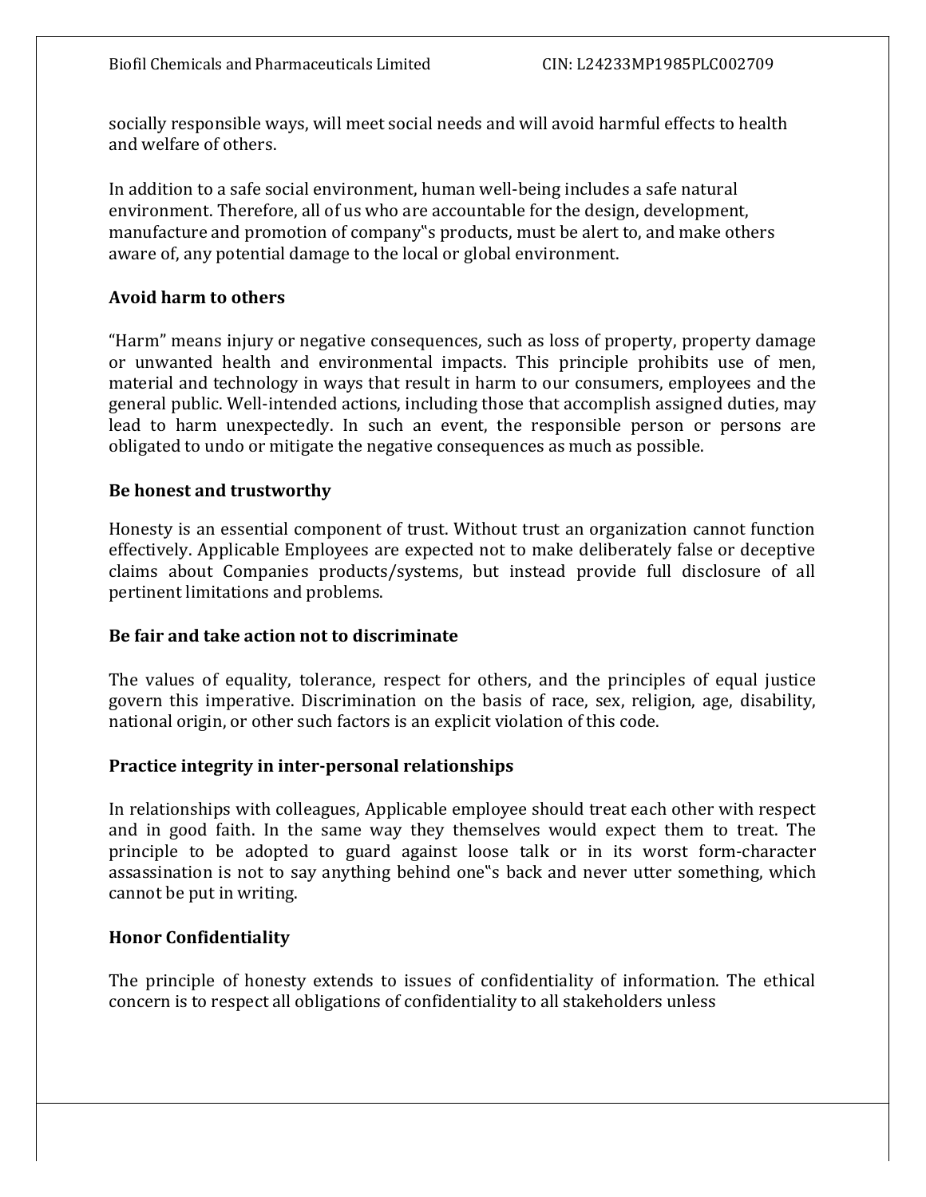socially responsible ways, will meet social needs and will avoid harmful effects to health and welfare of others.

In addition to a safe social environment, human well-being includes a safe natural environment. Therefore, all of us who are accountable for the design, development, manufacture and promotion of company‟s products, must be alert to, and make others aware of, any potential damage to the local or global environment.

**Avoid harm to others**

"Harm" means injury or negative consequences, such as loss of property, property damage or unwanted health and environmental impacts. This principle prohibits use of men, material and technology in ways that result in harm to our consumers, employees and the general public. Well-intended actions, including those that accomplish assigned duties, may lead to harm unexpectedly. In such an event, the responsible person or persons are obligated to undo or mitigate the negative consequences as much as possible.

**Be honest and trustworthy**

Honesty is an essential component of trust. Without trust an organization cannot function effectively. Applicable Employees are expected not to make deliberately false or deceptive claims about Companies products/systems, but instead provide full disclosure of all pertinent limitations and problems.

**Be fair and take action not to discriminate**

The values of equality, tolerance, respect for others, and the principles of equal justice govern this imperative. Discrimination on the basis of race, sex, religion, age, disability, national origin, or other such factors is an explicit violation of this code.

**Practice integrity in inter-personal relationships**

In relationships with colleagues, Applicable employee should treat each other with respect and in good faith. In the same way they themselves would expect them to treat. The principle to be adopted to guard against loose talk or in its worst form-character assassination is not to say anything behind one‟s back and never utter something, which cannot be put in writing.

**Honor Confidentiality**

The principle of honesty extends to issues of confidentiality of information. The ethical concern is to respect all obligations of confidentiality to all stakeholders unless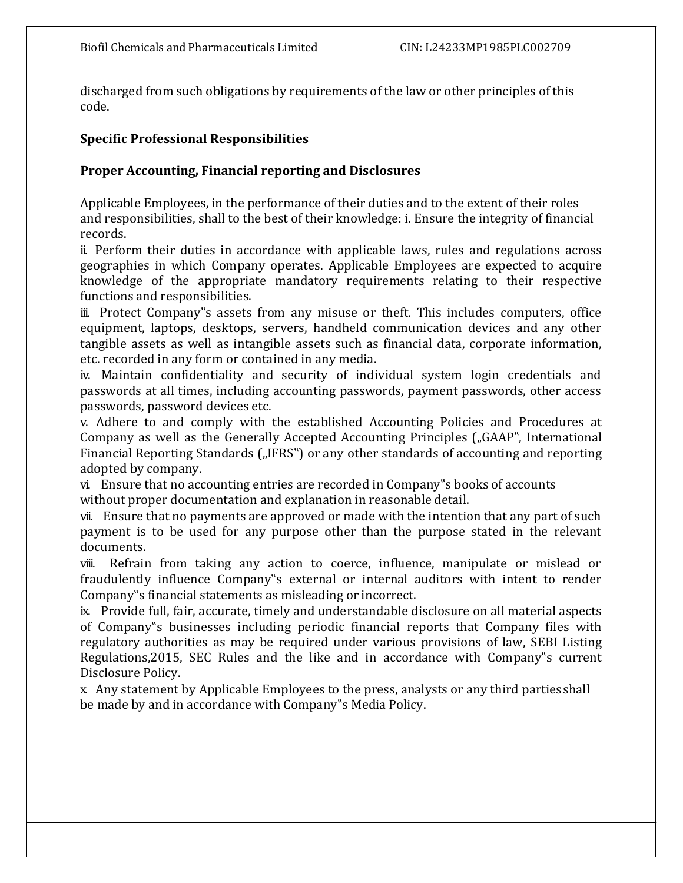discharged from such obligations by requirements of the law or other principles of this code.

## Specific Professional Responsibilities

### Proper Accounting, Financial reporting and Disclosures

Applicable Employees, in the performance of their duties and to the extent of their roles and responsibilities, shall to the best of their knowledge: i. Ensure the integrity of financial records.

ii. Perform their duties in accordance with applicable laws, rules and regulations across geographies in which Company operates. Applicable Employees are expected to acquire knowledge of the appropriate mandatory requirements relating to their respective functions and responsibilities.

iii. Protect Company‟s assets from any misuse or theft. This includes computers, office equipment, laptops, desktops, servers, handheld communication devices and any other tangible assets as well as intangible assets such as financial data, corporate information, etc. recorded in any form or contained in any media.

iv. Maintain confidentiality and security of individual system login credentials and passwords at all times, including accounting passwords, payment passwords, other access passwords, password devices etc.

v. Adhere to and comply with the established Accounting Policies and Procedures at Company as well as the Generally Accepted Accounting Principles („GAAP‟, International Financial Reporting Standards („IFRS‟) or any other standards of accounting and reporting adopted by company.

vi. Ensure that no accounting entries are recorded in Company‟s books of accounts without proper documentation and explanation in reasonable detail.

vii. Ensure that no payments are approved or made with the intention that any part of such payment is to be used for any purpose other than the purpose stated in the relevant documents.

viii. Refrain from taking any action to coerce, influence, manipulate or mislead or fraudulently influence Company‟s external or internal auditors with intent to render Company‟s financial statements as misleading or incorrect.

ix. Provide full, fair, accurate, timely and understandable disclosure on all material aspects of Company‟s businesses including periodic financial reports that Company files with regulatory authorities as may be required under various provisions of law, SEBI Listing Regulations,2015, SEC Rules and the like and in accordance with Company‟s current Disclosure Policy.

x. Any statement by Applicable Employees to the press, analysts or any third parties shall be made by and in accordance with Company‟s Media Policy.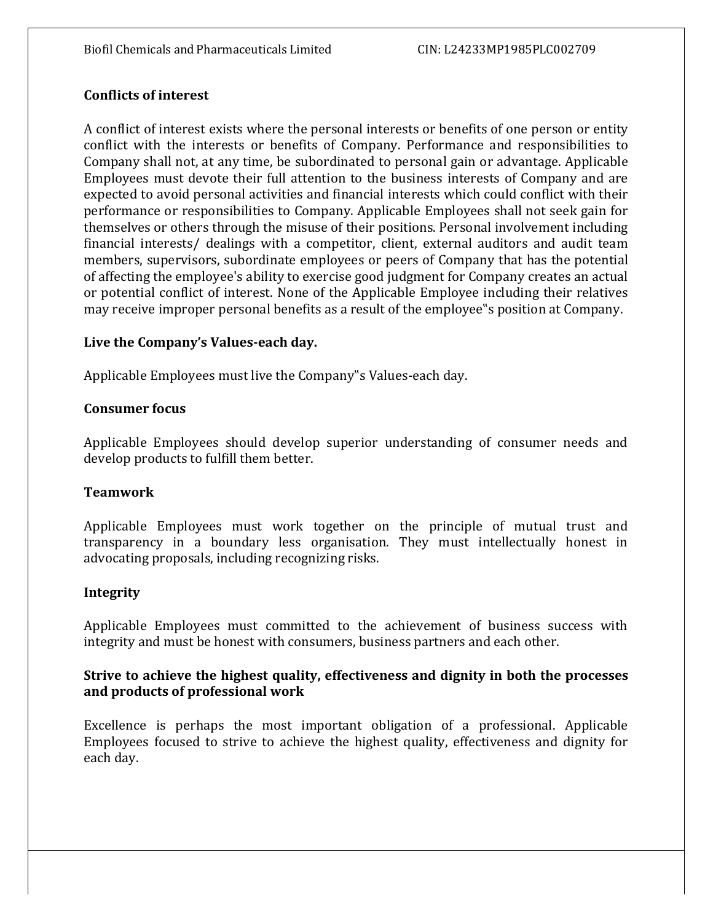### Conflicts of interest

A conflict of interest exists where the personal interests or benefits of one person or entity conflict with the interests or benefits of Company. Performance and responsibilities to Company shall not, at any time, be subordinated to personal gain or advantage. Applicable Employees must devote their full attention to the business interests of Company and are expected to avoid personal activities and financial interests which could conflict with their performance or responsibilities to Company. Applicable Employees shall not seek gain for themselves or others through the misuse of their positions. Personal involvement including financial interests/ dealings with a competitor, client, external auditors and audit team members, supervisors, subordinate employees or peers of Company that has the potential of affecting the employee's ability to exercise good judgment for Company creates an actual or potential conflict of interest. None of the Applicable Employee including their relatives may receive improper personal benefits as a result of the employee‟s position at Company.

### Live the Company's Values-each day.

Applicable Employees must live the Company‟s Values-each day.

### Consumer focus

Applicable Employees should develop superior understanding of consumer needs and develop products to fulfill them better.

### Teamwork

Applicable Employees must work together on the principle of mutual trust and transparency in a boundary less organisation. They must intellectually honest in advocating proposals, including recognizing risks.

### Integrity

Applicable Employees must committed to the achievement of business success with integrity and must be honest with consumers, business partners and each other.

### Strive to achieve the highest quality, effectiveness and dignity in both the processes and products of professional work

Excellence is perhaps the most important obligation of a professional. Applicable Employees focused to strive to achieve the highest quality, effectiveness and dignity for each day.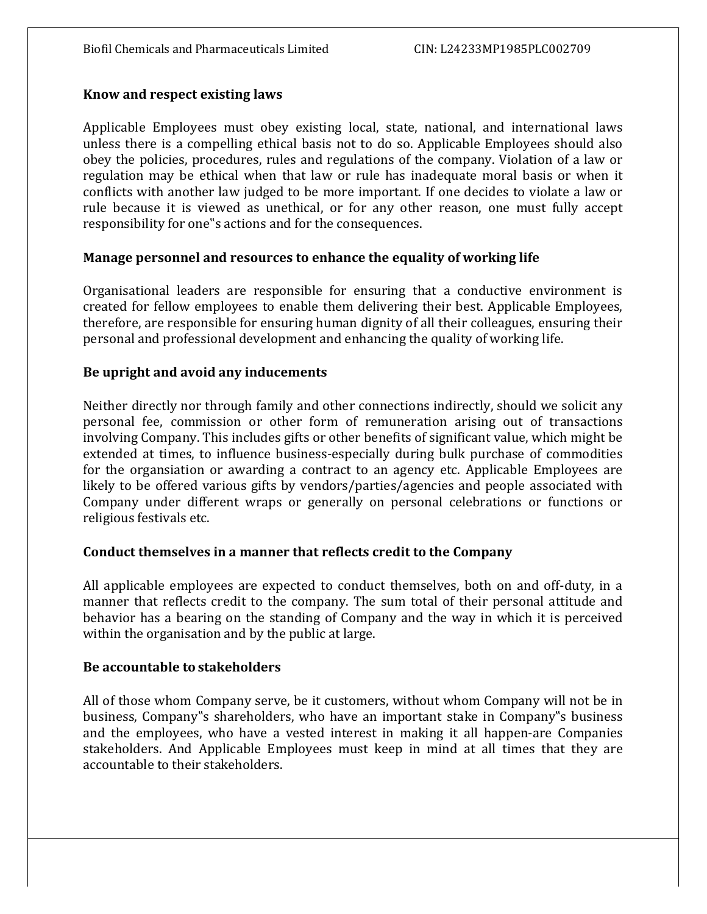**Know and respect existing laws**

Applicable Employees must obey existing local, state, national, and international laws unless there is a compelling ethical basis not to do so. Applicable Employees should also obey the policies, procedures, rules and regulations of the company. Violation of a law or regulation may be ethical when that law or rule has inadequate moral basis or when it conflicts with another law judged to be more important. If one decides to violate a law or rule because it is viewed as unethical, or for any other reason, one must fully accept responsibility for one‟s actions and for the consequences.

**Manage personnel and resources to enhance the equality of working life**

Organisational leaders are responsible for ensuring that a conductive environment is created for fellow employees to enable them delivering their best. Applicable Employees, therefore, are responsible for ensuring human dignity of all their colleagues, ensuring their personal and professional development and enhancing the quality of working life.

**Be upright and avoid any inducements**

Neither directly nor through family and other connections indirectly, should we solicit any personal fee, commission or other form of remuneration arising out of transactions involving Company. This includes gifts or other benefits of significant value, which might be extended at times, to influence business-especially during bulk purchase of commodities for the organisation or awarding a contract to an agency etc. Applicable Employees are likely to be offered various gifts by vendors/parties/agencies and people associated with Company under different wraps or generally on personal celebrations or functions or religious festivals etc.

**Conduct themselves in a manner that reflects credit to the Company**

All applicable employees are expected to conduct themselves, both on and off-duty, in a manner that reflects credit to the company. The sum total of their personal attitude and behavior has a bearing on the standing of Company and the way in which it is perceived within the organisation and by the public at large.

**Be accountable to stakeholders**

All of those whom Company serve, be it customers, without whom Company will not be in business, Company‟s shareholders, who have an important stake in Company‟s business and the employees, who have a vested interest in making it all happen-are Companies stakeholders. And Applicable Employees must keep in mind at all times that they are accountable to their stakeholders.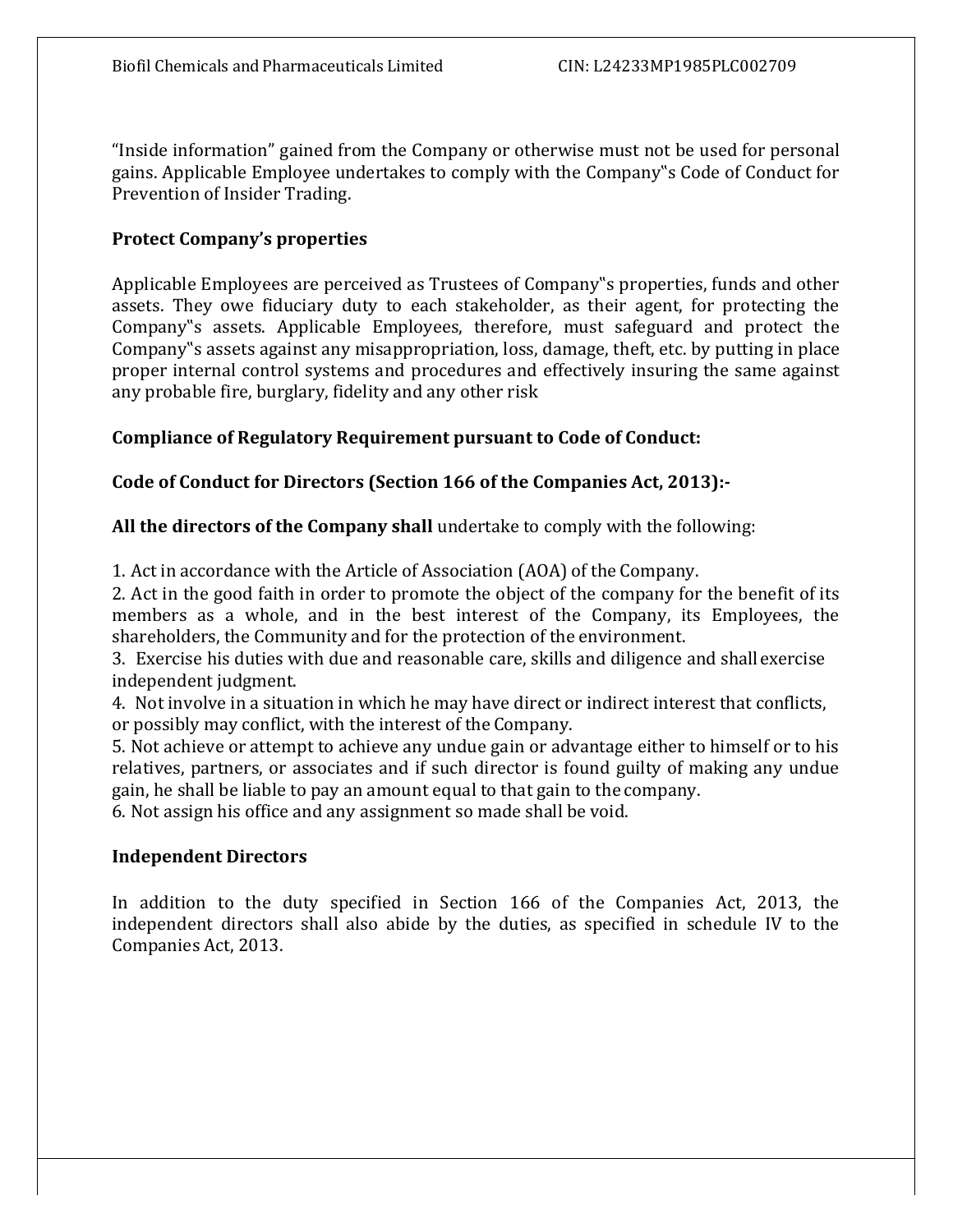"Inside information" gained from the Company or otherwise must not be used for personal gains. Applicable Employee undertakes to comply with the Company"s Code of Conduct for Prevention of Insider Trading.

**Protect Company's properties**

Applicable Employees are perceived as Trustees of Company"s properties, funds and other assets. They owe fiduciary duty to each stakeholder, as their agent, for protecting the Company"s assets. Applicable Employees, therefore, must safeguard and protect the Company"s assets against any misappropriation, loss, damage, theft, etc. by putting in place proper internal control systems and procedures and effectively insuring the same against any probable fire, burglary, fidelity and any other risk

**Compliance of Regulatory Requirement pursuant to Code of Conduct:**

**Code of Conduct for Directors (Section 166 of the Companies Act, 2013):-**

**All the directors of the Company shall** undertake to comply with the following:

1. Act in accordance with the Article of Association (AOA) of the Company.
2. Act in the good faith in order to promote the object of the company for the benefit of its members as a whole, and in the best interest of the Company, its Employees, the shareholders, the Community and for the protection of the environment.
3. Exercise his duties with due and reasonable care, skills and diligence and shall exercise independent judgment.
4. Not involve in a situation in which he may have direct or indirect interest that conflicts, or possibly may conflict, with the interest of the Company.
5. Not achieve or attempt to achieve any undue gain or advantage either to himself or to his relatives, partners, or associates and if such director is found guilty of making any undue gain, he shall be liable to pay an amount equal to that gain to the company.
6. Not assign his office and any assignment so made shall be void.

**Independent Directors**

In addition to the duty specified in Section 166 of the Companies Act, 2013, the independent directors shall also abide by the duties, as specified in schedule IV to the Companies Act, 2013.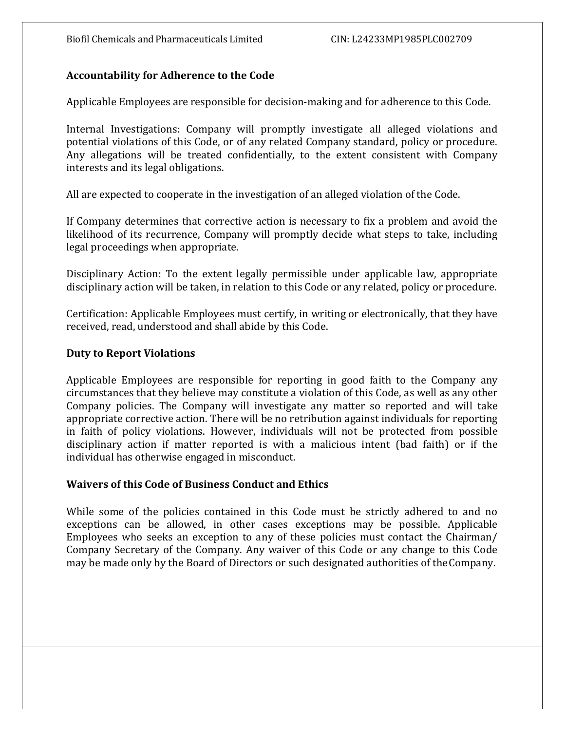## Accountability for Adherence to the Code

Applicable Employees are responsible for decision-making and for adherence to this Code.

Internal Investigations: Company will promptly investigate all alleged violations and potential violations of this Code, or of any related Company standard, policy or procedure. Any allegations will be treated confidentially, to the extent consistent with Company interests and its legal obligations.

All are expected to cooperate in the investigation of an alleged violation of the Code.

If Company determines that corrective action is necessary to fix a problem and avoid the likelihood of its recurrence, Company will promptly decide what steps to take, including legal proceedings when appropriate.

Disciplinary Action: To the extent legally permissible under applicable law, appropriate disciplinary action will be taken, in relation to this Code or any related, policy or procedure.

Certification: Applicable Employees must certify, in writing or electronically, that they have received, read, understood and shall abide by this Code.

## Duty to Report Violations

Applicable Employees are responsible for reporting in good faith to the Company any circumstances that they believe may constitute a violation of this Code, as well as any other Company policies. The Company will investigate any matter so reported and will take appropriate corrective action. There will be no retribution against individuals for reporting in faith of policy violations. However, individuals will not be protected from possible disciplinary action if matter reported is with a malicious intent (bad faith) or if the individual has otherwise engaged in misconduct.

## Waivers of this Code of Business Conduct and Ethics

While some of the policies contained in this Code must be strictly adhered to and no exceptions can be allowed, in other cases exceptions may be possible. Applicable Employees who seeks an exception to any of these policies must contact the Chairman/ Company Secretary of the Company. Any waiver of this Code or any change to this Code may be made only by the Board of Directors or such designated authorities of the Company.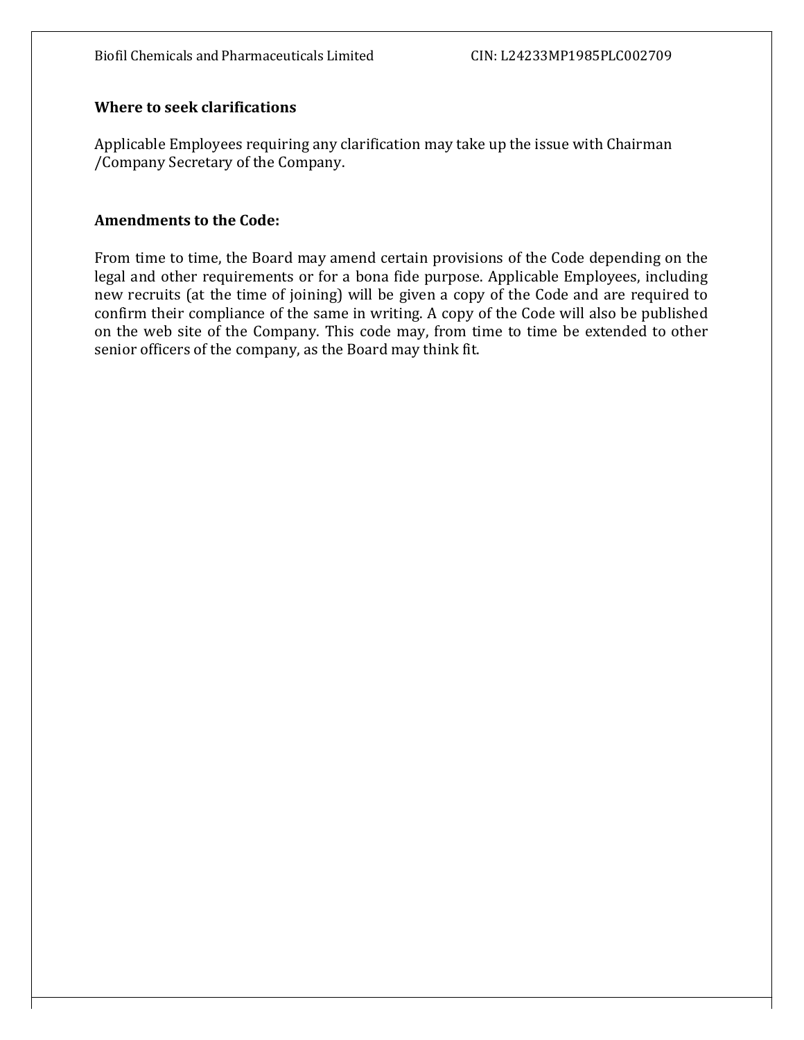### Where to seek clarifications

Applicable Employees requiring any clarification may take up the issue with Chairman /Company Secretary of the Company.

### Amendments to the Code:

From time to time, the Board may amend certain provisions of the Code depending on the legal and other requirements or for a bona fide purpose. Applicable Employees, including new recruits (at the time of joining) will be given a copy of the Code and are required to confirm their compliance of the same in writing. A copy of the Code will also be published on the web site of the Company. This code may, from time to time be extended to other senior officers of the company, as the Board may think fit.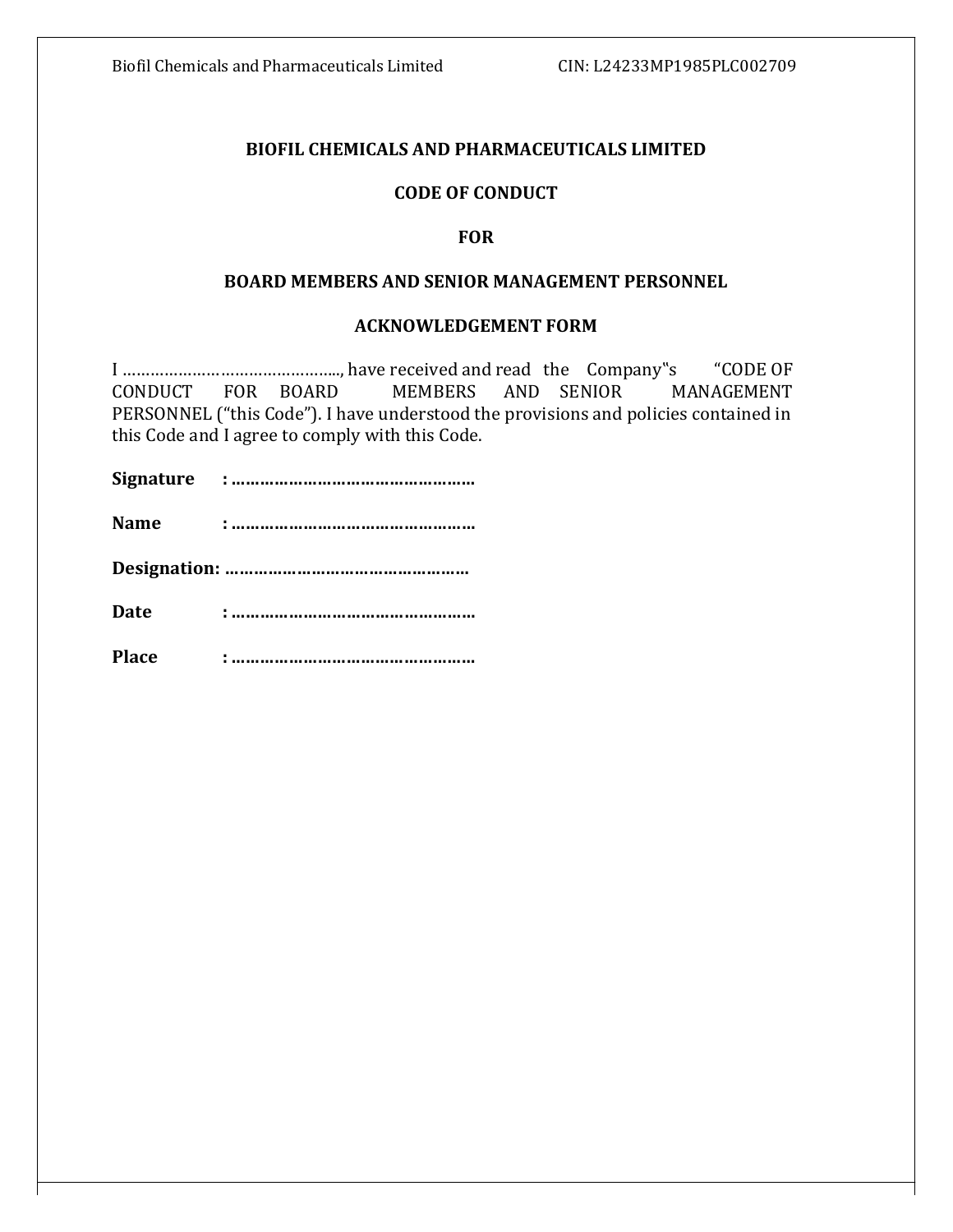**BIOFIL CHEMICALS AND PHARMACEUTICALS LIMITED**

**CODE OF CONDUCT**

**FOR**

**BOARD MEMBERS AND SENIOR MANAGEMENT PERSONNEL**

**ACKNOWLEDGEMENT FORM**

I ……………………………………….., have received and read the Company‟s "CODE OF CONDUCT FOR BOARD MEMBERS AND SENIOR MANAGEMENT PERSONNEL ("this Code"). I have understood the provisions and policies contained in this Code and I agree to comply with this Code.

**Signature : ……………………………………………**

**Name : ……………………………………………**

**Designation: ……………………………………………**

**Date : ……………………………………………**

**Place : ……………………………………………**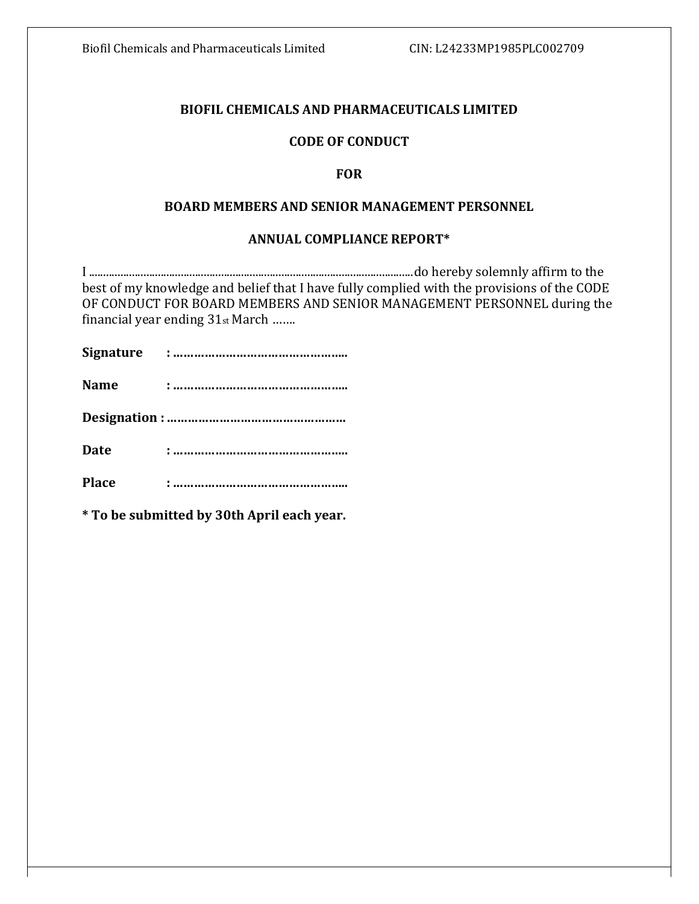**BIOFIL CHEMICALS AND PHARMACEUTICALS LIMITED**

**CODE OF CONDUCT**

**FOR**

**BOARD MEMBERS AND SENIOR MANAGEMENT PERSONNEL**

**ANNUAL COMPLIANCE REPORT***

I ..................................................................................................................do hereby solemnly affirm to the best of my knowledge and belief that I have fully complied with the provisions of the CODE OF CONDUCT FOR BOARD MEMBERS AND SENIOR MANAGEMENT PERSONNEL during the financial year ending 31st March …….

**Signature : …………………………………………..**

**Name : …………………………………………..**

**Designation : ……………………………………………**

**Date : …………………………………………..**

**Place : …………………………………………..**

*** To be submitted by 30th April each year.**